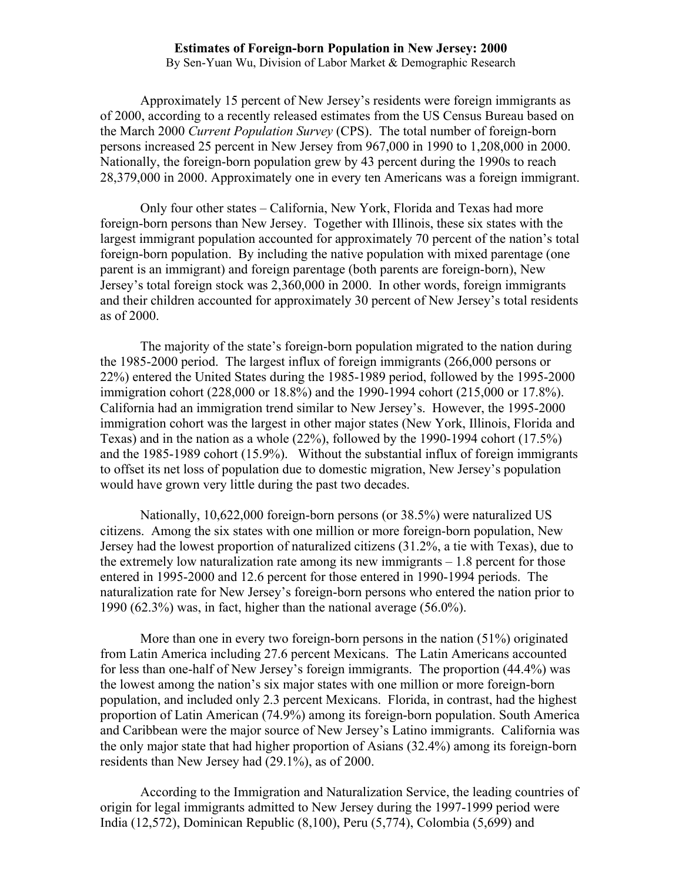**Estimates of Foreign-born Population in New Jersey: 2000**

By Sen-Yuan Wu, Division of Labor Market & Demographic Research

Approximately 15 percent of New Jersey's residents were foreign immigrants as of 2000, according to a recently released estimates from the US Census Bureau based on the March 2000 *Current Population Survey* (CPS). The total number of foreign-born persons increased 25 percent in New Jersey from 967,000 in 1990 to 1,208,000 in 2000. Nationally, the foreign-born population grew by 43 percent during the 1990s to reach 28,379,000 in 2000. Approximately one in every ten Americans was a foreign immigrant.

Only four other states – California, New York, Florida and Texas had more foreign-born persons than New Jersey. Together with Illinois, these six states with the largest immigrant population accounted for approximately 70 percent of the nation's total foreign-born population. By including the native population with mixed parentage (one parent is an immigrant) and foreign parentage (both parents are foreign-born), New Jersey's total foreign stock was 2,360,000 in 2000. In other words, foreign immigrants and their children accounted for approximately 30 percent of New Jersey's total residents as of 2000.

The majority of the state's foreign-born population migrated to the nation during the 1985-2000 period. The largest influx of foreign immigrants (266,000 persons or 22%) entered the United States during the 1985-1989 period, followed by the 1995-2000 immigration cohort (228,000 or 18.8%) and the 1990-1994 cohort (215,000 or 17.8%). California had an immigration trend similar to New Jersey's. However, the 1995-2000 immigration cohort was the largest in other major states (New York, Illinois, Florida and Texas) and in the nation as a whole (22%), followed by the 1990-1994 cohort (17.5%) and the 1985-1989 cohort (15.9%). Without the substantial influx of foreign immigrants to offset its net loss of population due to domestic migration, New Jersey's population would have grown very little during the past two decades.

Nationally, 10,622,000 foreign-born persons (or 38.5%) were naturalized US citizens. Among the six states with one million or more foreign-born population, New Jersey had the lowest proportion of naturalized citizens (31.2%, a tie with Texas), due to the extremely low naturalization rate among its new immigrants – 1.8 percent for those entered in 1995-2000 and 12.6 percent for those entered in 1990-1994 periods. The naturalization rate for New Jersey's foreign-born persons who entered the nation prior to 1990 (62.3%) was, in fact, higher than the national average (56.0%).

More than one in every two foreign-born persons in the nation (51%) originated from Latin America including 27.6 percent Mexicans. The Latin Americans accounted for less than one-half of New Jersey's foreign immigrants. The proportion (44.4%) was the lowest among the nation's six major states with one million or more foreign-born population, and included only 2.3 percent Mexicans. Florida, in contrast, had the highest proportion of Latin American (74.9%) among its foreign-born population. South America and Caribbean were the major source of New Jersey's Latino immigrants. California was the only major state that had higher proportion of Asians (32.4%) among its foreign-born residents than New Jersey had (29.1%), as of 2000.

According to the Immigration and Naturalization Service, the leading countries of origin for legal immigrants admitted to New Jersey during the 1997-1999 period were India (12,572), Dominican Republic (8,100), Peru (5,774), Colombia (5,699) and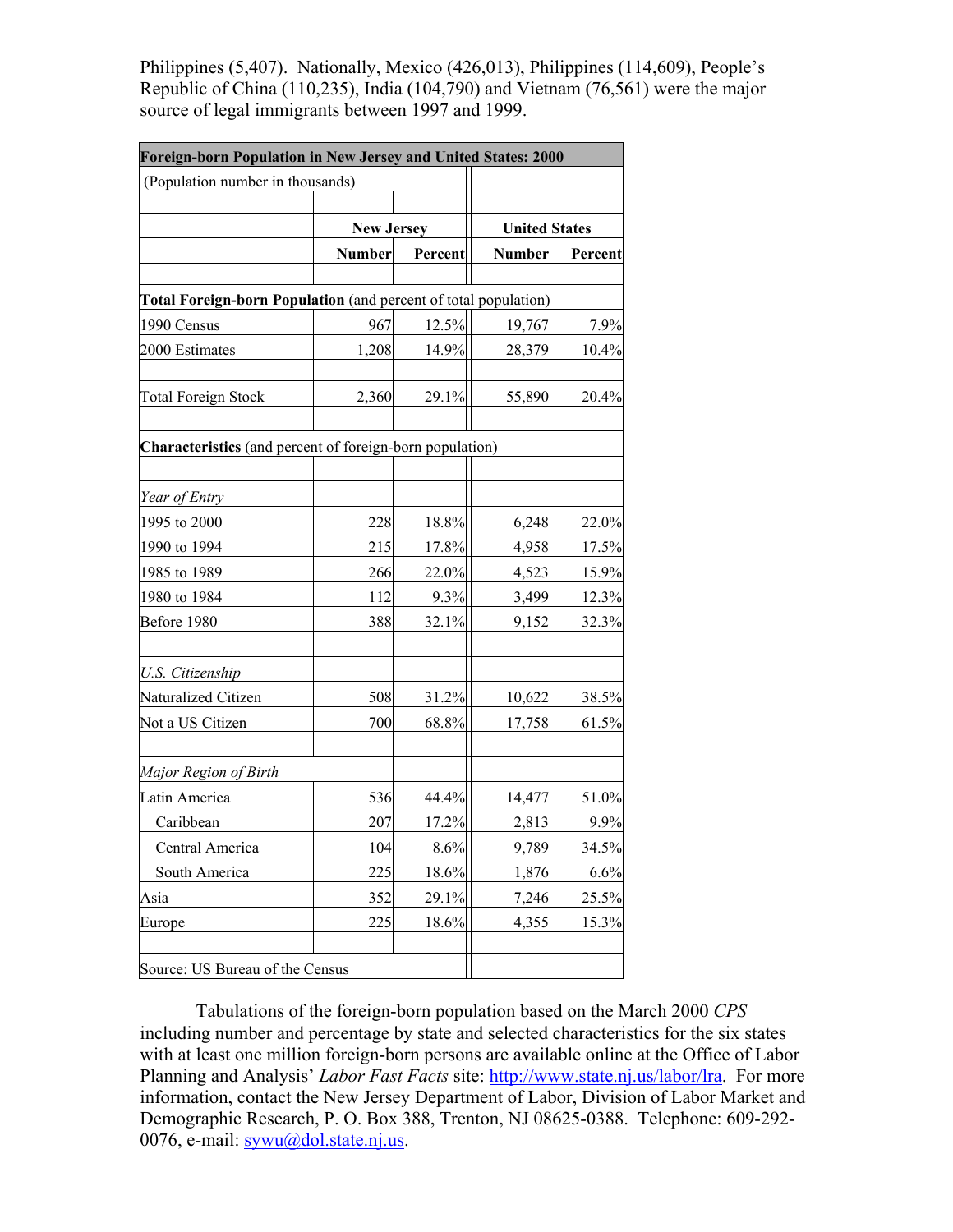Philippines (5,407). Nationally, Mexico (426,013), Philippines (114,609), People's Republic of China (110,235), India (104,790) and Vietnam (76,561) were the major source of legal immigrants between 1997 and 1999.

| **Foreign-born Population in New Jersey and United States: 2000** | | | | |
|---|---|---|---|---|
| (Population number in thousands) | | | | |
| | **New Jersey** | | **United States** | |
| | **Number** | **Percent** | **Number** | **Percent** |
| **Total Foreign-born Population** (and percent of total population) | | | | |
| 1990 Census | 967 | 12.5% | 19,767 | 7.9% |
| 2000 Estimates | 1,208 | 14.9% | 28,379 | 10.4% |
| Total Foreign Stock | 2,360 | 29.1% | 55,890 | 20.4% |
| **Characteristics** (and percent of foreign-born population) | | | | |
| *Year of Entry* | | | | |
| 1995 to 2000 | 228 | 18.8% | 6,248 | 22.0% |
| 1990 to 1994 | 215 | 17.8% | 4,958 | 17.5% |
| 1985 to 1989 | 266 | 22.0% | 4,523 | 15.9% |
| 1980 to 1984 | 112 | 9.3% | 3,499 | 12.3% |
| Before 1980 | 388 | 32.1% | 9,152 | 32.3% |
| *U.S. Citizenship* | | | | |
| Naturalized Citizen | 508 | 31.2% | 10,622 | 38.5% |
| Not a US Citizen | 700 | 68.8% | 17,758 | 61.5% |
| *Major Region of Birth* | | | | |
| Latin America | 536 | 44.4% | 14,477 | 51.0% |
| Caribbean | 207 | 17.2% | 2,813 | 9.9% |
| Central America | 104 | 8.6% | 9,789 | 34.5% |
| South America | 225 | 18.6% | 1,876 | 6.6% |
| Asia | 352 | 29.1% | 7,246 | 25.5% |
| Europe | 225 | 18.6% | 4,355 | 15.3% |
| Source: US Bureau of the Census | | | | |

Tabulations of the foreign-born population based on the March 2000 *CPS* including number and percentage by state and selected characteristics for the six states with at least one million foreign-born persons are available online at the Office of Labor Planning and Analysis' *Labor Fast Facts* site: http://www.state.nj.us/labor/lra. For more information, contact the New Jersey Department of Labor, Division of Labor Market and Demographic Research, P. O. Box 388, Trenton, NJ 08625-0388. Telephone: 609-292-0076, e-mail: sywu@dol.state.nj.us.